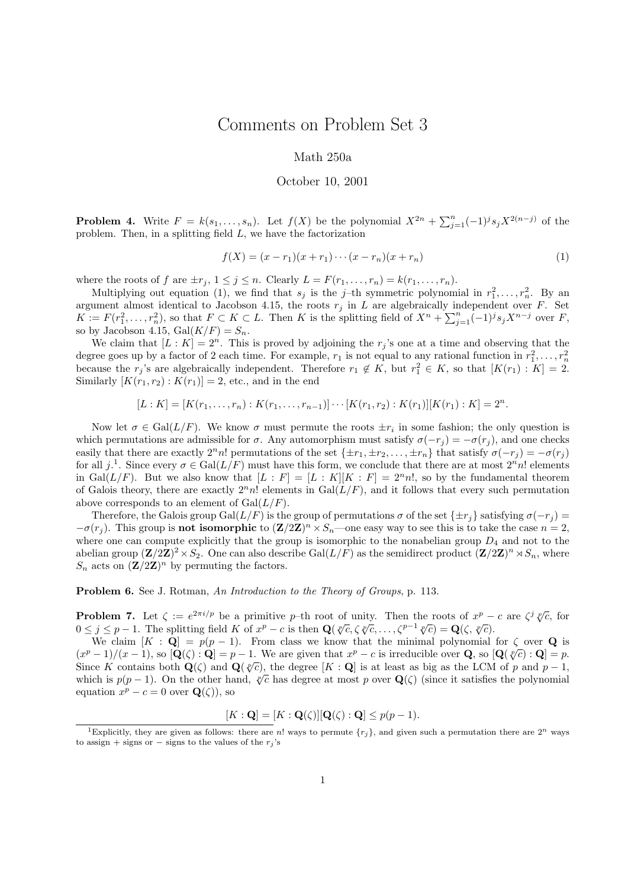# Comments on Problem Set 3

Math 250a

October 10, 2001

**Problem 4.** Write $F = k(s_1, \ldots, s_n)$. Let $f(X)$ be the polynomial $X^{2n} + \sum_{j=1}^{n} (-1)^j s_j X^{2(n-j)}$ of the problem. Then, in a splitting field $L$, we have the factorization

$$f(X) = (x - r_1)(x + r_1) \cdots (x - r_n)(x + r_n) \tag{1}$$

where the roots of $f$ are $\pm r_j$, $1 \le j \le n$. Clearly $L = F(r_1, \ldots, r_n) = k(r_1, \ldots, r_n)$.

Multiplying out equation (1), we find that $s_j$ is the $j$–th symmetric polynomial in $r_1^2, \ldots, r_n^2$. By an argument almost identical to Jacobson 4.15, the roots $r_j$ in $L$ are algebraically independent over $F$. Set $K := F(r_1^2, \ldots, r_n^2)$, so that $F \subset K \subset L$. Then $K$ is the splitting field of $X^n + \sum_{j=1}^{n} (-1)^j s_j X^{n-j}$ over $F$, so by Jacobson 4.15, $\mathrm{Gal}(K/F) = S_n$.

We claim that $[L : K] = 2^n$. This is proved by adjoining the $r_j$'s one at a time and observing that the degree goes up by a factor of 2 each time. For example, $r_1$ is not equal to any rational function in $r_1^2, \ldots, r_n^2$ because the $r_j$'s are algebraically independent. Therefore $r_1 \notin K$, but $r_1^2 \in K$, so that $[K(r_1) : K] = 2$. Similarly $[K(r_1, r_2) : K(r_1)] = 2$, etc., and in the end

$$[L : K] = [K(r_1, \ldots, r_n) : K(r_1, \ldots, r_{n-1})] \cdots [K(r_1, r_2) : K(r_1)][K(r_1) : K] = 2^n.$$

Now let $\sigma \in \mathrm{Gal}(L/F)$. We know $\sigma$ must permute the roots $\pm r_i$ in some fashion; the only question is which permutations are admissible for $\sigma$. Any automorphism must satisfy $\sigma(-r_j) = -\sigma(r_j)$, and one checks easily that there are exactly $2^n n!$ permutations of the set $\{\pm r_1, \pm r_2, \ldots, \pm r_n\}$ that satisfy $\sigma(-r_j) = -\sigma(r_j)$ for all $j$.[1] Since every $\sigma \in \mathrm{Gal}(L/F)$ must have this form, we conclude that there are at most $2^n n!$ elements in $\mathrm{Gal}(L/F)$. But we also know that $[L : F] = [L : K][K : F] = 2^n n!$, so by the fundamental theorem of Galois theory, there are exactly $2^n n!$ elements in $\mathrm{Gal}(L/F)$, and it follows that every such permutation above corresponds to an element of $\mathrm{Gal}(L/F)$.

Therefore, the Galois group $\mathrm{Gal}(L/F)$ is the group of permutations $\sigma$ of the set $\{\pm r_j\}$ satisfying $\sigma(-r_j) = -\sigma(r_j)$. This group is **not isomorphic** to $(\mathbf{Z}/2\mathbf{Z})^n \times S_n$—one easy way to see this is to take the case $n = 2$, where one can compute explicitly that the group is isomorphic to the nonabelian group $D_4$ and not to the abelian group $(\mathbf{Z}/2\mathbf{Z})^2 \times S_2$. One can also describe $\mathrm{Gal}(L/F)$ as the semidirect product $(\mathbf{Z}/2\mathbf{Z})^n \rtimes S_n$, where $S_n$ acts on $(\mathbf{Z}/2\mathbf{Z})^n$ by permuting the factors.

**Problem 6.** See J. Rotman, *An Introduction to the Theory of Groups*, p. 113.

**Problem 7.** Let $\zeta := e^{2\pi i/p}$ be a primitive $p$–th root of unity. Then the roots of $x^p - c$ are $\zeta^j \sqrt[p]{c}$, for $0 \le j \le p - 1$. The splitting field $K$ of $x^p - c$ is then $\mathbf{Q}(\sqrt[p]{c}, \zeta \sqrt[p]{c}, \ldots, \zeta^{p-1} \sqrt[p]{c}) = \mathbf{Q}(\zeta, \sqrt[p]{c})$.

We claim $[K : \mathbf{Q}] = p(p-1)$. From class we know that the minimal polynomial for $\zeta$ over $\mathbf{Q}$ is $(x^p - 1)/(x - 1)$, so $[\mathbf{Q}(\zeta) : \mathbf{Q}] = p - 1$. We are given that $x^p - c$ is irreducible over $\mathbf{Q}$, so $[\mathbf{Q}(\sqrt[p]{c}) : \mathbf{Q}] = p$. Since $K$ contains both $\mathbf{Q}(\zeta)$ and $\mathbf{Q}(\sqrt[p]{c})$, the degree $[K : \mathbf{Q}]$ is at least as big as the LCM of $p$ and $p - 1$, which is $p(p-1)$. On the other hand, $\sqrt[p]{c}$ has degree at most $p$ over $\mathbf{Q}(\zeta)$ (since it satisfies the polynomial equation $x^p - c = 0$ over $\mathbf{Q}(\zeta)$), so

$$[K : \mathbf{Q}] = [K : \mathbf{Q}(\zeta)][\mathbf{Q}(\zeta) : \mathbf{Q}] \le p(p-1).$$

[1] Explicitly, they are given as follows: there are $n!$ ways to permute $\{r_j\}$, and given such a permutation there are $2^n$ ways to assign + signs or − signs to the values of the $r_j$'s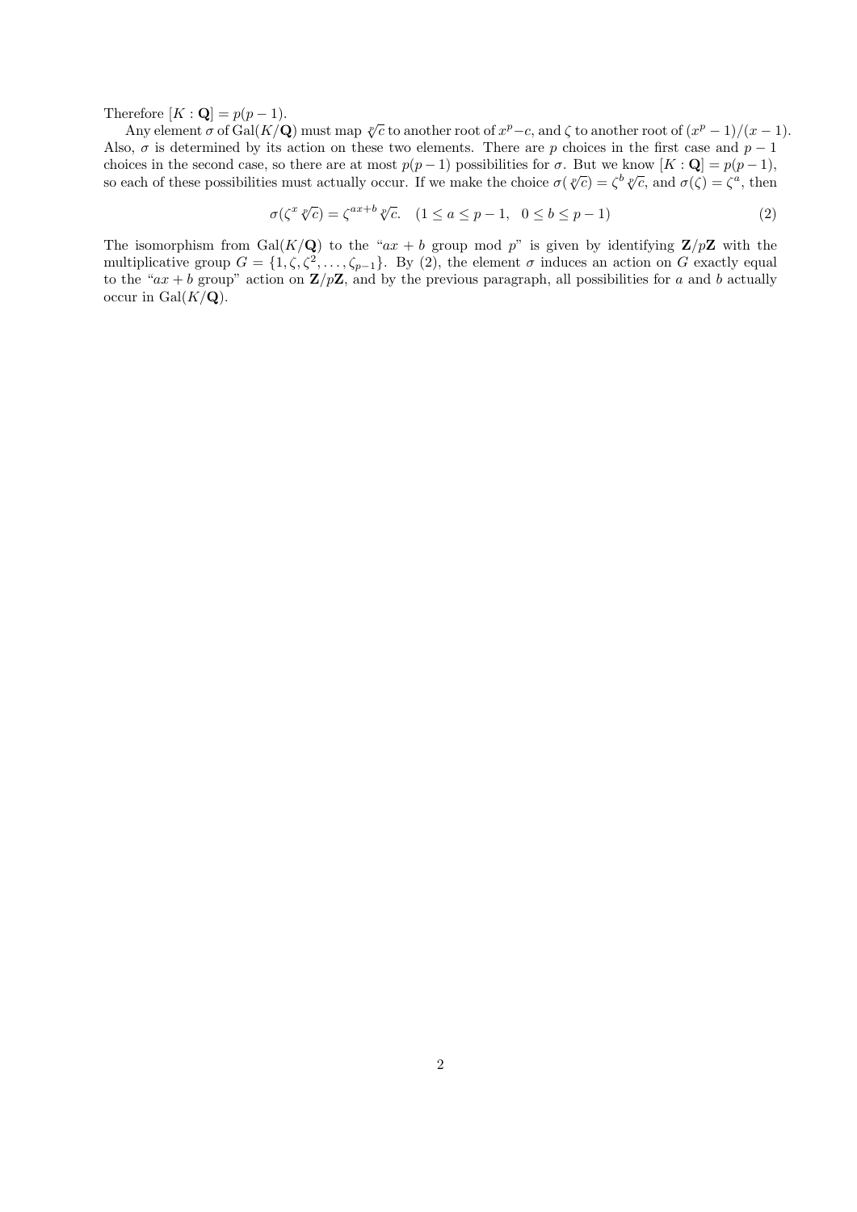Therefore $[K : \mathbf{Q}] = p(p-1)$.

Any element $\sigma$ of $\mathrm{Gal}(K/\mathbf{Q})$ must map $\sqrt[p]{c}$ to another root of $x^p - c$, and $\zeta$ to another root of $(x^p - 1)/(x-1)$. Also, $\sigma$ is determined by its action on these two elements. There are $p$ choices in the first case and $p-1$ choices in the second case, so there are at most $p(p-1)$ possibilities for $\sigma$. But we know $[K : \mathbf{Q}] = p(p-1)$, so each of these possibilities must actually occur. If we make the choice $\sigma(\sqrt[p]{c}) = \zeta^b \sqrt[p]{c}$, and $\sigma(\zeta) = \zeta^a$, then

$$\sigma(\zeta^x \sqrt[p]{c}) = \zeta^{ax+b} \sqrt[p]{c}. \quad (1 \leq a \leq p-1, \quad 0 \leq b \leq p-1) \tag{2}$$

The isomorphism from $\mathrm{Gal}(K/\mathbf{Q})$ to the "$ax + b$ group mod $p$" is given by identifying $\mathbf{Z}/p\mathbf{Z}$ with the multiplicative group $G = \{1, \zeta, \zeta^2, \ldots, \zeta_{p-1}\}$. By (2), the element $\sigma$ induces an action on $G$ exactly equal to the "$ax + b$ group" action on $\mathbf{Z}/p\mathbf{Z}$, and by the previous paragraph, all possibilities for $a$ and $b$ actually occur in $\mathrm{Gal}(K/\mathbf{Q})$.